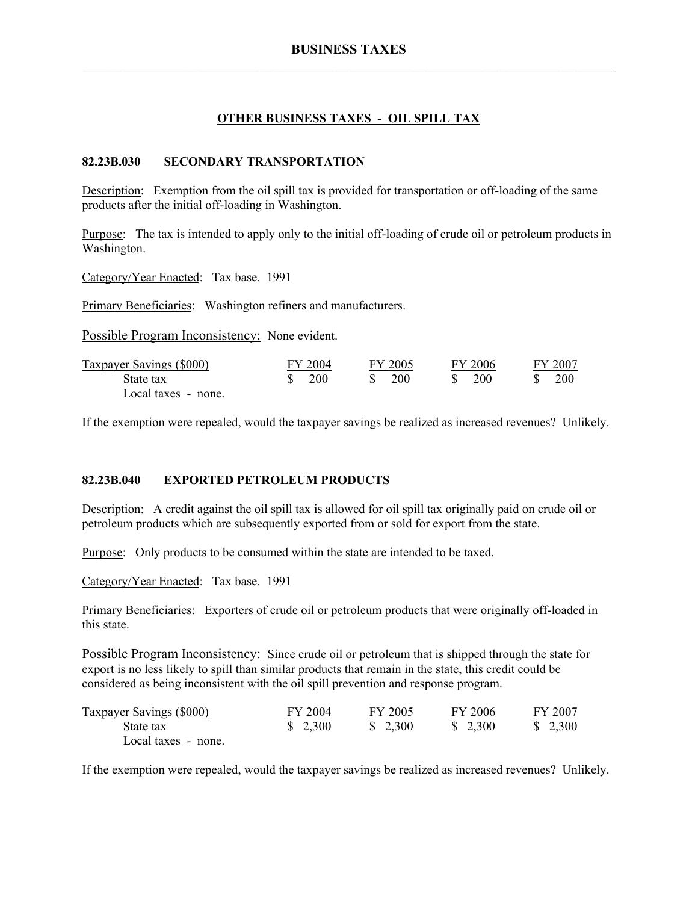## OTHER BUSINESS TAXES - OIL SPILL TAX

### 82.23B.030 SECONDARY TRANSPORTATION

Description: Exemption from the oil spill tax is provided for transportation or off-loading of the same products after the initial off-loading in Washington.

Purpose: The tax is intended to apply only to the initial off-loading of crude oil or petroleum products in Washington.

Category/Year Enacted: Tax base. 1991

Primary Beneficiaries: Washington refiners and manufacturers.

Possible Program Inconsistency: None evident.

| Taxpayer Savings ($000) | FY 2004 | FY 2005 | FY 2006 | FY 2007 |
|---|---|---|---|---|
| State tax | $ 200 | $ 200 | $ 200 | $ 200 |
| Local taxes - none. | | | | |

If the exemption were repealed, would the taxpayer savings be realized as increased revenues? Unlikely.

### 82.23B.040 EXPORTED PETROLEUM PRODUCTS

Description: A credit against the oil spill tax is allowed for oil spill tax originally paid on crude oil or petroleum products which are subsequently exported from or sold for export from the state.

Purpose: Only products to be consumed within the state are intended to be taxed.

Category/Year Enacted: Tax base. 1991

Primary Beneficiaries: Exporters of crude oil or petroleum products that were originally off-loaded in this state.

Possible Program Inconsistency: Since crude oil or petroleum that is shipped through the state for export is no less likely to spill than similar products that remain in the state, this credit could be considered as being inconsistent with the oil spill prevention and response program.

| Taxpayer Savings ($000) | FY 2004 | FY 2005 | FY 2006 | FY 2007 |
|---|---|---|---|---|
| State tax | $ 2,300 | $ 2,300 | $ 2,300 | $ 2,300 |
| Local taxes - none. | | | | |

If the exemption were repealed, would the taxpayer savings be realized as increased revenues? Unlikely.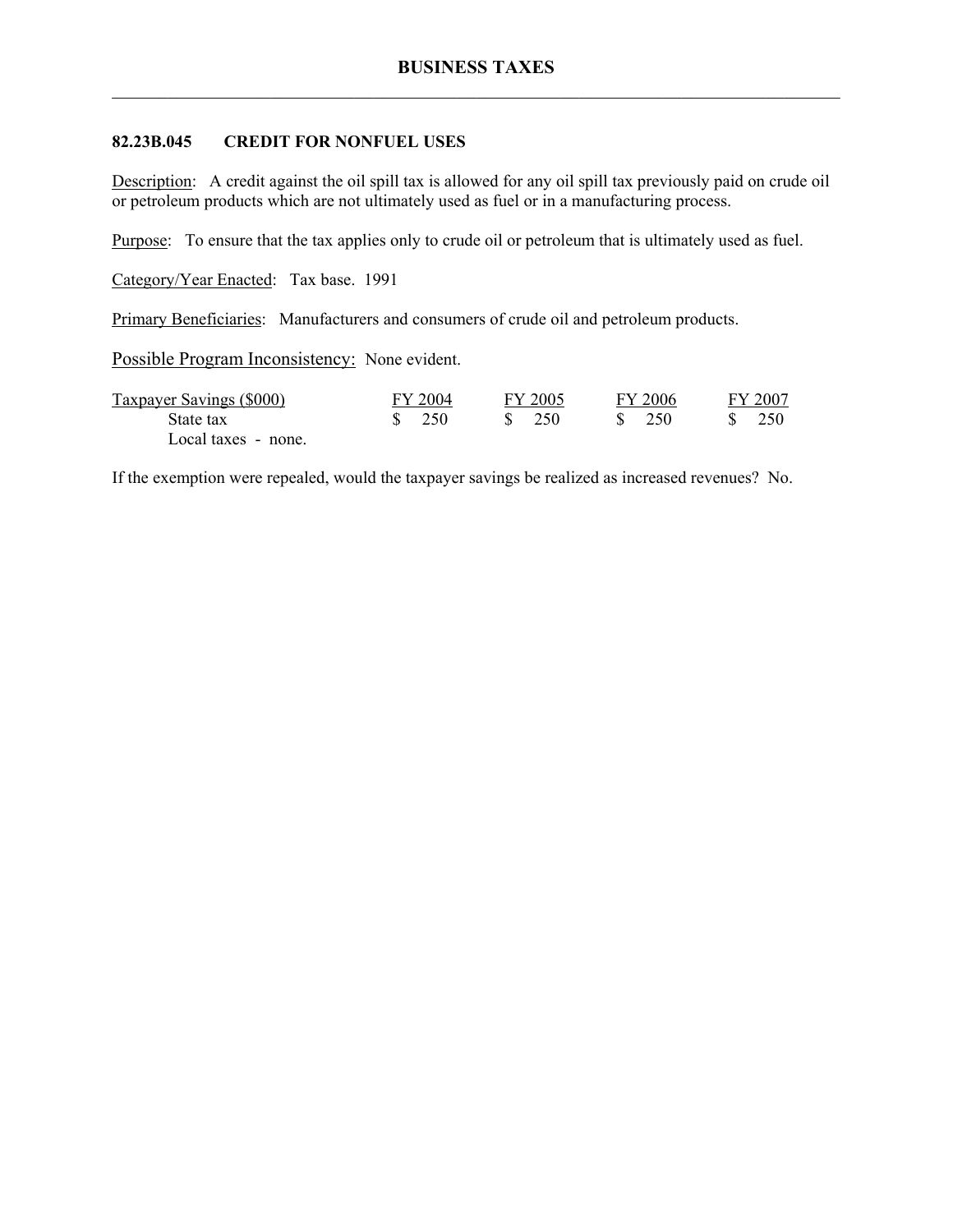# BUSINESS TAXES

## 82.23B.045 CREDIT FOR NONFUEL USES

Description: A credit against the oil spill tax is allowed for any oil spill tax previously paid on crude oil or petroleum products which are not ultimately used as fuel or in a manufacturing process.

Purpose: To ensure that the tax applies only to crude oil or petroleum that is ultimately used as fuel.

Category/Year Enacted: Tax base. 1991

Primary Beneficiaries: Manufacturers and consumers of crude oil and petroleum products.

Possible Program Inconsistency: None evident.

| Taxpayer Savings ($000) | FY 2004 | FY 2005 | FY 2006 | FY 2007 |
|---|---|---|---|---|
| State tax | $ 250 | $ 250 | $ 250 | $ 250 |
| Local taxes - none. | | | | |

If the exemption were repealed, would the taxpayer savings be realized as increased revenues? No.